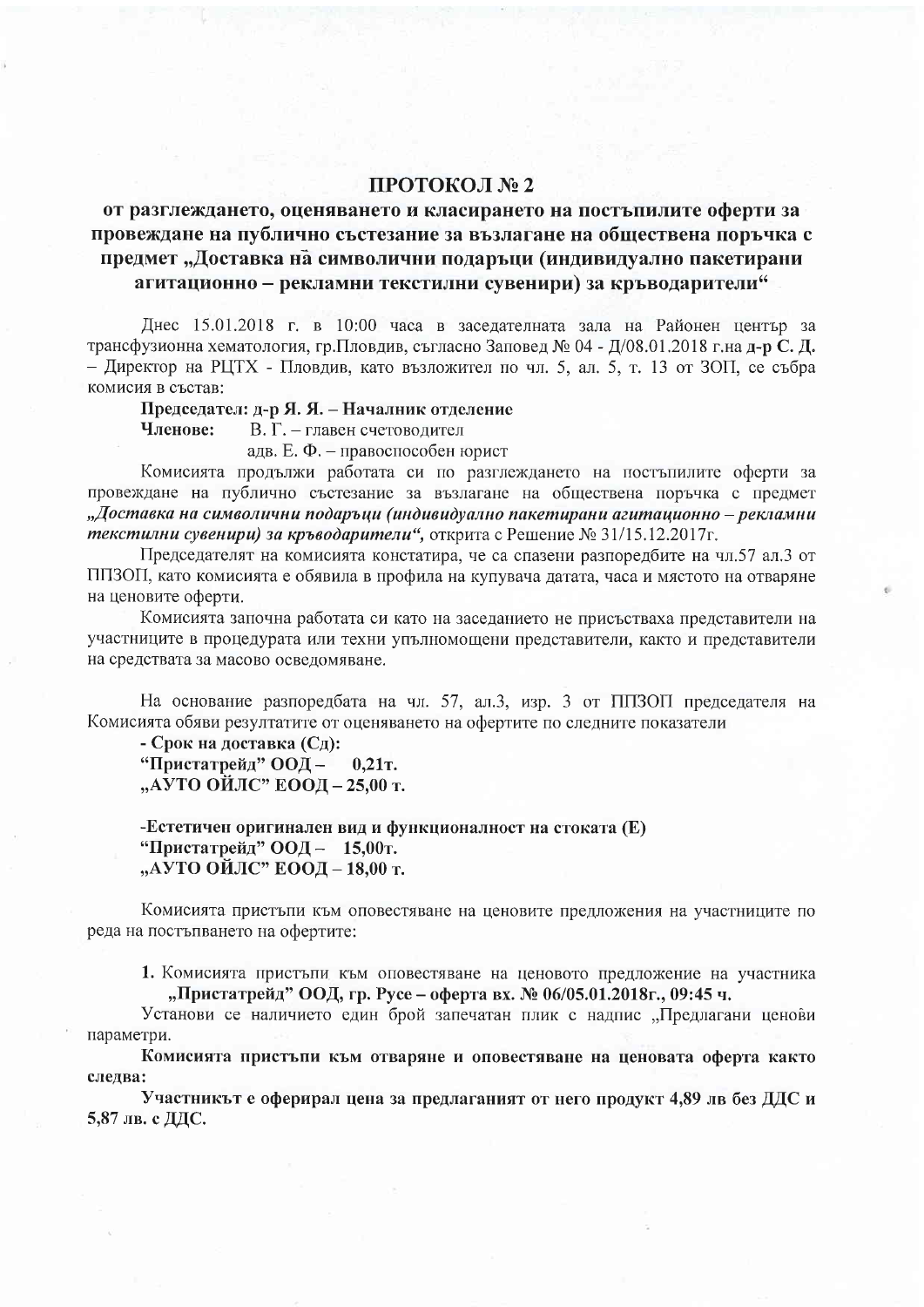# ПРОТОКОЛ № 2

## от разглеждането, оценяването и класирането на постъпилите оферти за провеждане на публично състезание за възлагане на обществена поръчка с предмет „Доставка на символични подаръци (индивидуално пакетирани агитационно – рекламни текстилни сувенири) за кръводарители"

Днес 15.01.2018 г. в 10:00 часа в заседателната зала на Районен център за трансфузионна хематология, гр.Пловдив, съгласно Заповед № 04 - Д/08.01.2018 г.на **д-р С. Д.** – Директор на РЦТХ - Пловдив, като възложител по чл. 5, ал. 5, т. 13 от ЗОП, се събра комисия в състав:

**Председател: д-р Я. Я. – Началник отделение**

**Членове:** В. Г. – главен счетоводител

адв. Е. Ф. – правоспособен юрист

Комисията продължи работата си по разглеждането на постъпилите оферти за провеждане на публично състезание за възлагане на обществена поръчка с предмет ***„Доставка на символични подаръци (индивидуално пакетирани агитационно – рекламни текстилни сувенири) за кръводарители"***, открита с Решение № 31/15.12.2017г.

Председателят на комисията констатира, че са спазени разпоредбите на чл.57 ал.3 от ППЗОП, като комисията е обявила в профила на купувача датата, часа и мястото на отваряне на ценовите оферти.

Комисията започна работата си като на заседанието не присъстваха представители на участниците в процедурата или техни упълномощени представители, както и представители на средствата за масово осведомяване.

На основание разпоредбата на чл. 57, ал.3, изр. 3 от ППЗОП председателя на Комисията обяви резултатите от оценяването на офертите по следните показатели

**- Срок на доставка (Сд):**
**"Пристатрейд" ООД – 0,21т.**
**„АУТО ОЙЛС" ЕООД – 25,00 т.**

**-Естетичен оригинален вид и функционалност на стоката (Е)**
**"Пристатрейд" ООД – 15,00т.**
**„АУТО ОЙЛС" ЕООД – 18,00 т.**

Комисията пристъпи към оповестяване на ценовите предложения на участниците по реда на постъпването на офертите:

**1.** Комисията пристъпи към оповестяване на ценовото предложение на участника **„Пристатрейд" ООД, гр. Русе – оферта вх. № 06/05.01.2018г., 09:45 ч.**

Установи се наличието един брой запечатан плик с надпис „Предлагани ценови параметри.

**Комисията пристъпи към отваряне и оповестяване на ценовата оферта както следва:**

**Участникът е оферирал цена за предлаганият от него продукт 4,89 лв без ДДС и 5,87 лв. с ДДС.**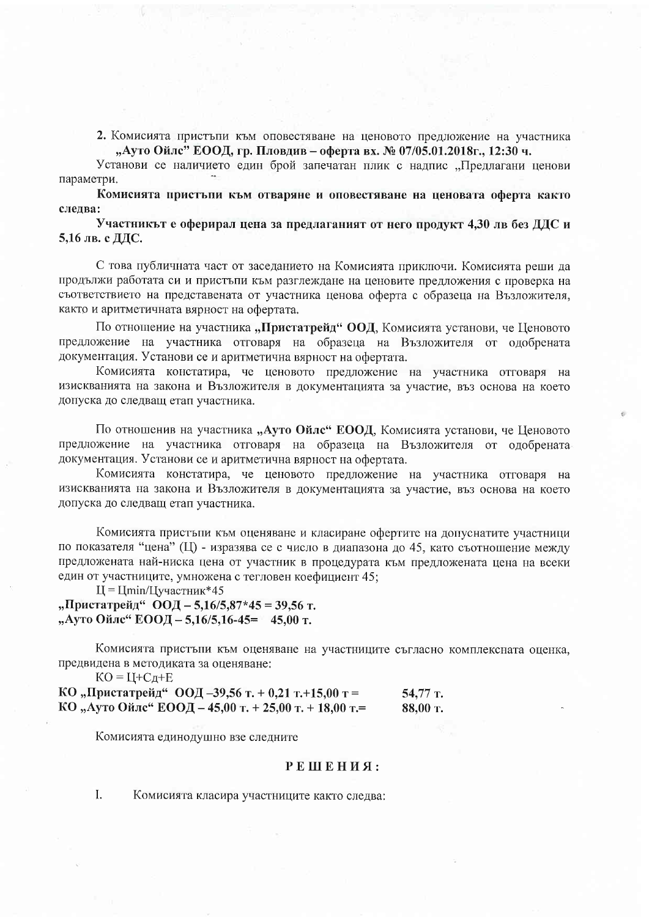**2.** Комисията пристъпи към оповестяване на ценовото предложение на участника **„Ауто Ойлс" ЕООД, гр. Пловдив – оферта вх. № 07/05.01.2018г., 12:30 ч.**

Установи се наличието един брой запечатан плик с надпис „Предлагани ценови параметри.

**Комисията пристъпи към отваряне и оповестяване на ценовата оферта както следва:**

**Участникът е оферирал цена за предлаганият от него продукт 4,30 лв без ДДС и 5,16 лв. с ДДС.**

С това публичната част от заседанието на Комисията приключи. Комисията реши да продължи работата си и пристъпи към разглеждане на ценовите предложения с проверка на съответствието на представената от участника ценова оферта с образеца на Възложителя, както и аритметичната вярност на офертата.

По отношение на участника **„Пристатрейд" ООД**, Комисията установи, че Ценовото предложение на участника отговаря на образеца на Възложителя от одобрената документация. Установи се и аритметична вярност на офертата.

Комисията констатира, че ценовото предложение на участника отговаря на изискванията на закона и Възложителя в документацията за участие, въз основа на което допуска до следващ етап участника.

По отношение на участника **„Ауто Ойлс" ЕООД**, Комисията установи, че Ценовото предложение на участника отговаря на образеца на Възложителя от одобрената документация. Установи се и аритметична вярност на офертата.

Комисията констатира, че ценовото предложение на участника отговаря на изискванията на закона и Възложителя в документацията за участие, въз основа на което допуска до следващ етап участника.

Комисията пристъпи към оценяване и класиране офертите на допуснатите участници по показателя "цена" (Ц) - изразява се с число в диапазона до 45, като съотношение между предложената най-ниска цена от участник в процедурата към предложената цена на всеки един от участниците, умножена с тегловен коефициент 45;

Ц = Цmin/Цучастник*45

**„Пристатрейд" ООД – 5,16/5,87*45 = 39,56 т.**
**„Ауто Ойлс" ЕООД – 5,16/5,16-45= 45,00 т.**

Комисията пристъпи към оценяване на участниците съгласно комплексната оценка, предвидена в методиката за оценяване:

КО = Ц+Сд+Е

**КО „Пристатрейд" ООД –39,56 т. + 0,21 т.+15,00 т = 54,77 т.**
**КО „Ауто Ойлс" ЕООД – 45,00 т. + 25,00 т. + 18,00 т.= 88,00 т.**

Комисията единодушно взе следните

**РЕШЕНИЯ:**

I. Комисията класира участниците както следва: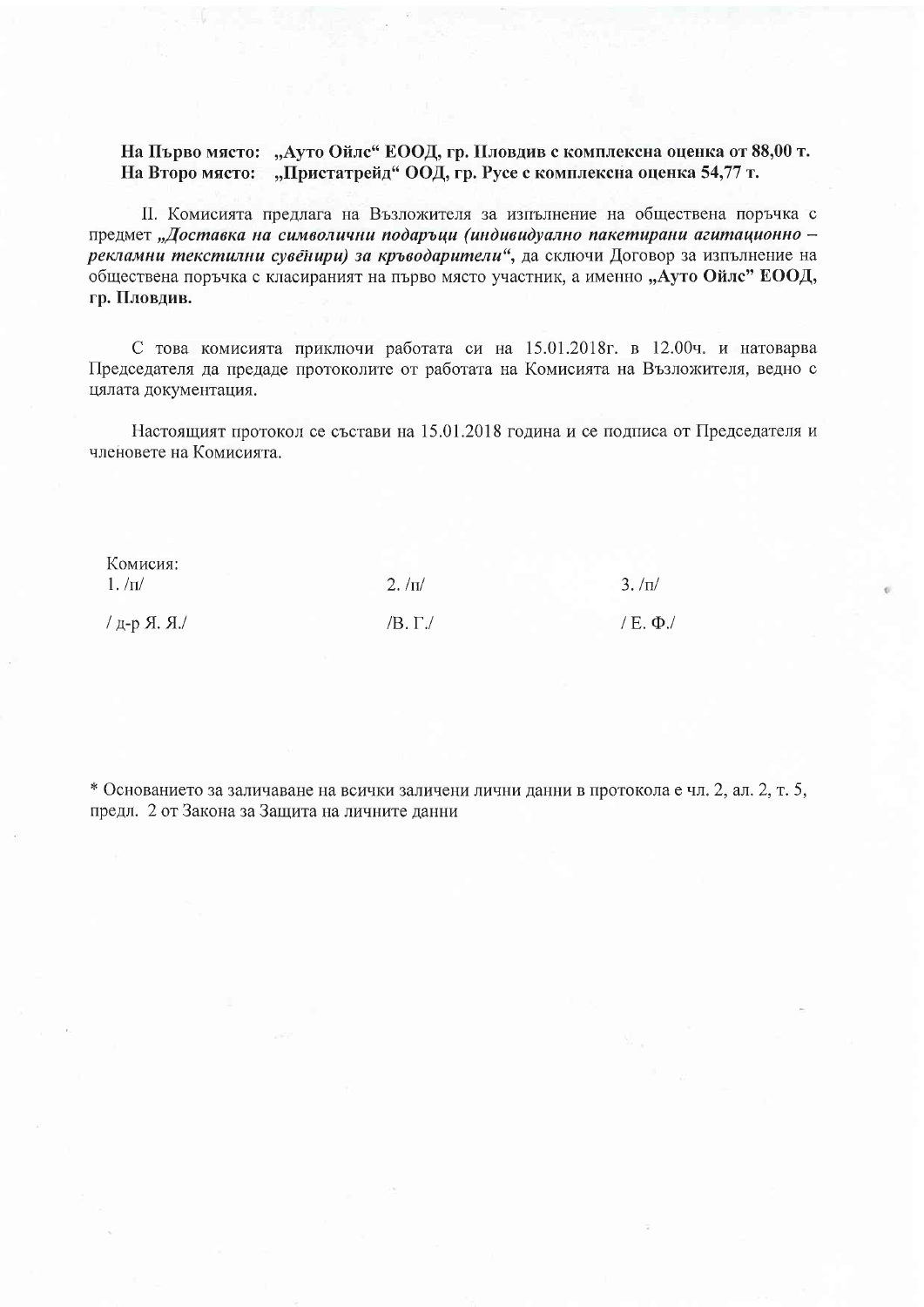**На Първо място: „Ауто Ойлс“ ЕООД, гр. Пловдив с комплексна оценка от 88,00 т.**
**На Второ място: „Пристатрейд“ ООД, гр. Русе с комплексна оценка 54,77 т.**

II. Комисията предлага на Възложителя за изпълнение на обществена поръчка с предмет ***„Доставка на символични подаръци (индивидуално пакетирани агитационно – рекламни текстилни сувѐнири) за кръводарители“***, да сключи Договор за изпълнение на обществена поръчка с класираният на първо място участник, а именно **„Ауто Ойлс" ЕООД, гр. Пловдив.**

С това комисията приключи работата си на 15.01.2018г. в 12.00ч. и натоварва Председателя да предаде протоколите от работата на Комисията на Възложителя, ведно с цялата документация.

Настоящият протокол се състави на 15.01.2018 година и се подписа от Председателя и членовете на Комисията.

| | | |
|---|---|---|
| Комисия: | | |
| 1. /п/ | 2. /п/ | 3. /п/ |
| / д-р Я. Я./ | /В. Г./ | / Е. Ф./ |

\* Основанието за заличаване на всички заличени лични данни в протокола е чл. 2, ал. 2, т. 5, предл. 2 от Закона за Защита на личните данни